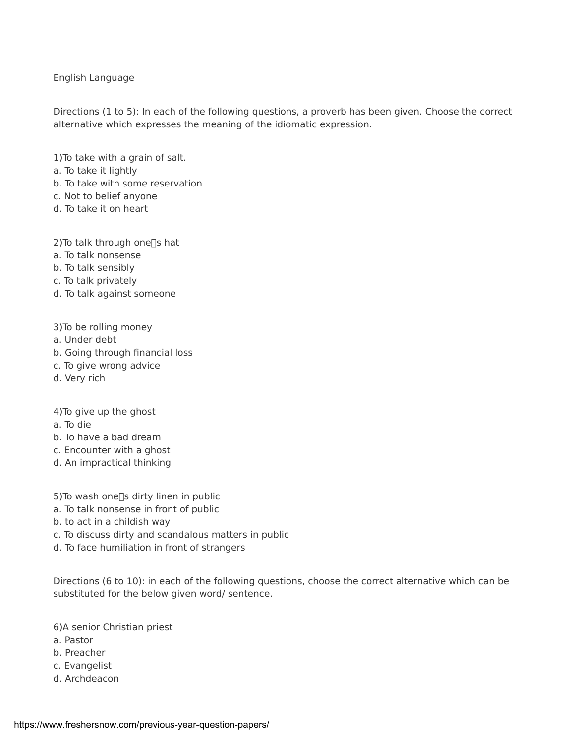English Language

Directions (1 to 5): In each of the following questions, a proverb has been given. Choose the correct alternative which expresses the meaning of the idiomatic expression.

1)To take with a grain of salt.
a. To take it lightly
b. To take with some reservation
c. Not to belief anyone
d. To take it on heart

2)To talk through one's hat
a. To talk nonsense
b. To talk sensibly
c. To talk privately
d. To talk against someone

3)To be rolling money
a. Under debt
b. Going through financial loss
c. To give wrong advice
d. Very rich

4)To give up the ghost
a. To die
b. To have a bad dream
c. Encounter with a ghost
d. An impractical thinking

5)To wash one's dirty linen in public
a. To talk nonsense in front of public
b. to act in a childish way
c. To discuss dirty and scandalous matters in public
d. To face humiliation in front of strangers

Directions (6 to 10): in each of the following questions, choose the correct alternative which can be substituted for the below given word/ sentence.

6)A senior Christian priest
a. Pastor
b. Preacher
c. Evangelist
d. Archdeacon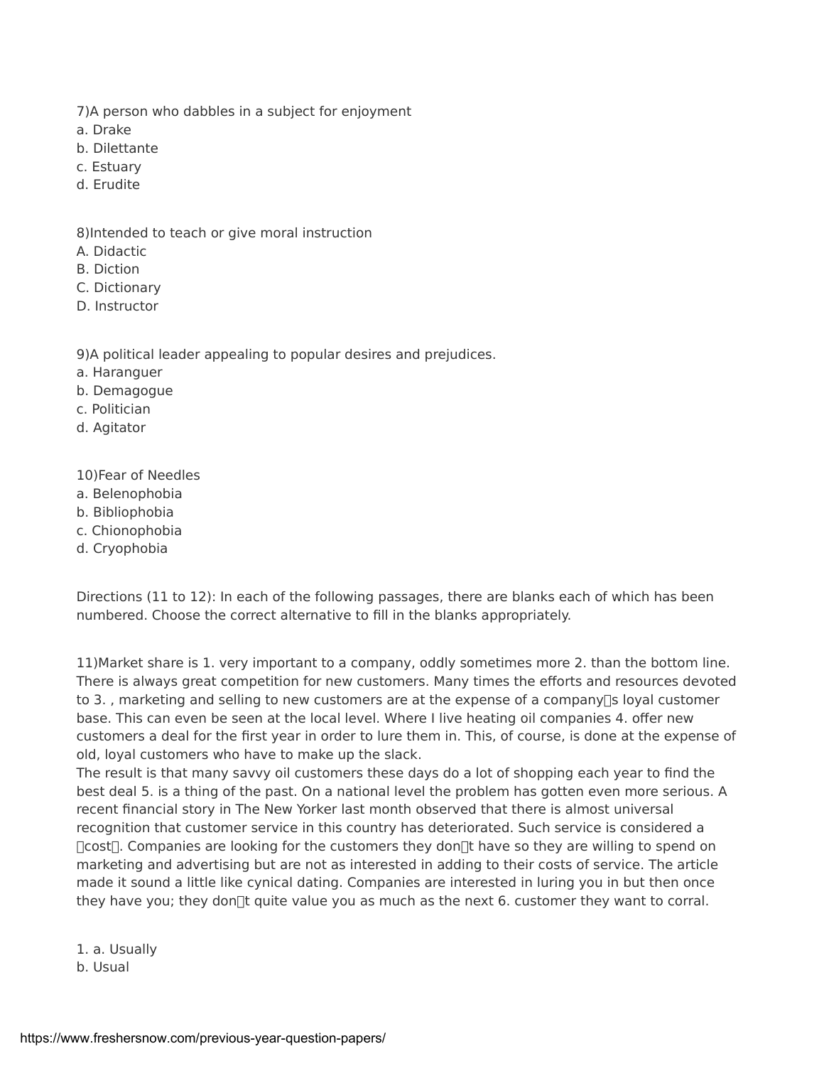7)A person who dabbles in a subject for enjoyment
a. Drake
b. Dilettante
c. Estuary
d. Erudite

8)Intended to teach or give moral instruction
A. Didactic
B. Diction
C. Dictionary
D. Instructor

9)A political leader appealing to popular desires and prejudices.
a. Haranguer
b. Demagogue
c. Politician
d. Agitator

10)Fear of Needles
a. Belenophobia
b. Bibliophobia
c. Chionophobia
d. Cryophobia

Directions (11 to 12): In each of the following passages, there are blanks each of which has been numbered. Choose the correct alternative to fill in the blanks appropriately.

11)Market share is 1. very important to a company, oddly sometimes more 2. than the bottom line. There is always great competition for new customers. Many times the efforts and resources devoted to 3. , marketing and selling to new customers are at the expense of a company�s loyal customer base. This can even be seen at the local level. Where I live heating oil companies 4. offer new customers a deal for the first year in order to lure them in. This, of course, is done at the expense of old, loyal customers who have to make up the slack.
The result is that many savvy oil customers these days do a lot of shopping each year to find the best deal 5. is a thing of the past. On a national level the problem has gotten even more serious. A recent financial story in The New Yorker last month observed that there is almost universal recognition that customer service in this country has deteriorated. Such service is considered a �cost�. Companies are looking for the customers they don�t have so they are willing to spend on marketing and advertising but are not as interested in adding to their costs of service. The article made it sound a little like cynical dating. Companies are interested in luring you in but then once they have you; they don�t quite value you as much as the next 6. customer they want to corral.

1. a. Usually
b. Usual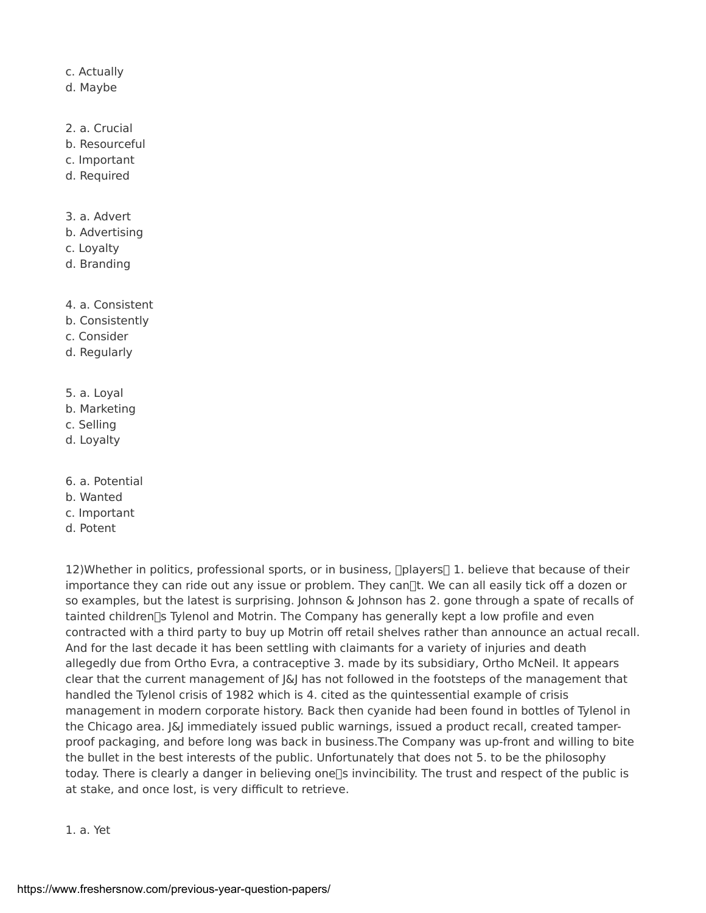c. Actually
d. Maybe

2. a. Crucial
b. Resourceful
c. Important
d. Required

3. a. Advert
b. Advertising
c. Loyalty
d. Branding

4. a. Consistent
b. Consistently
c. Consider
d. Regularly

5. a. Loyal
b. Marketing
c. Selling
d. Loyalty

6. a. Potential
b. Wanted
c. Important
d. Potent

12)Whether in politics, professional sports, or in business, players 1. believe that because of their importance they can ride out any issue or problem. They cant. We can all easily tick off a dozen or so examples, but the latest is surprising. Johnson & Johnson has 2. gone through a spate of recalls of tainted childrens Tylenol and Motrin. The Company has generally kept a low profile and even contracted with a third party to buy up Motrin off retail shelves rather than announce an actual recall. And for the last decade it has been settling with claimants for a variety of injuries and death allegedly due from Ortho Evra, a contraceptive 3. made by its subsidiary, Ortho McNeil. It appears clear that the current management of J&J has not followed in the footsteps of the management that handled the Tylenol crisis of 1982 which is 4. cited as the quintessential example of crisis management in modern corporate history. Back then cyanide had been found in bottles of Tylenol in the Chicago area. J&J immediately issued public warnings, issued a product recall, created tamper-proof packaging, and before long was back in business.The Company was up-front and willing to bite the bullet in the best interests of the public. Unfortunately that does not 5. to be the philosophy today. There is clearly a danger in believing ones invincibility. The trust and respect of the public is at stake, and once lost, is very difficult to retrieve.

1. a. Yet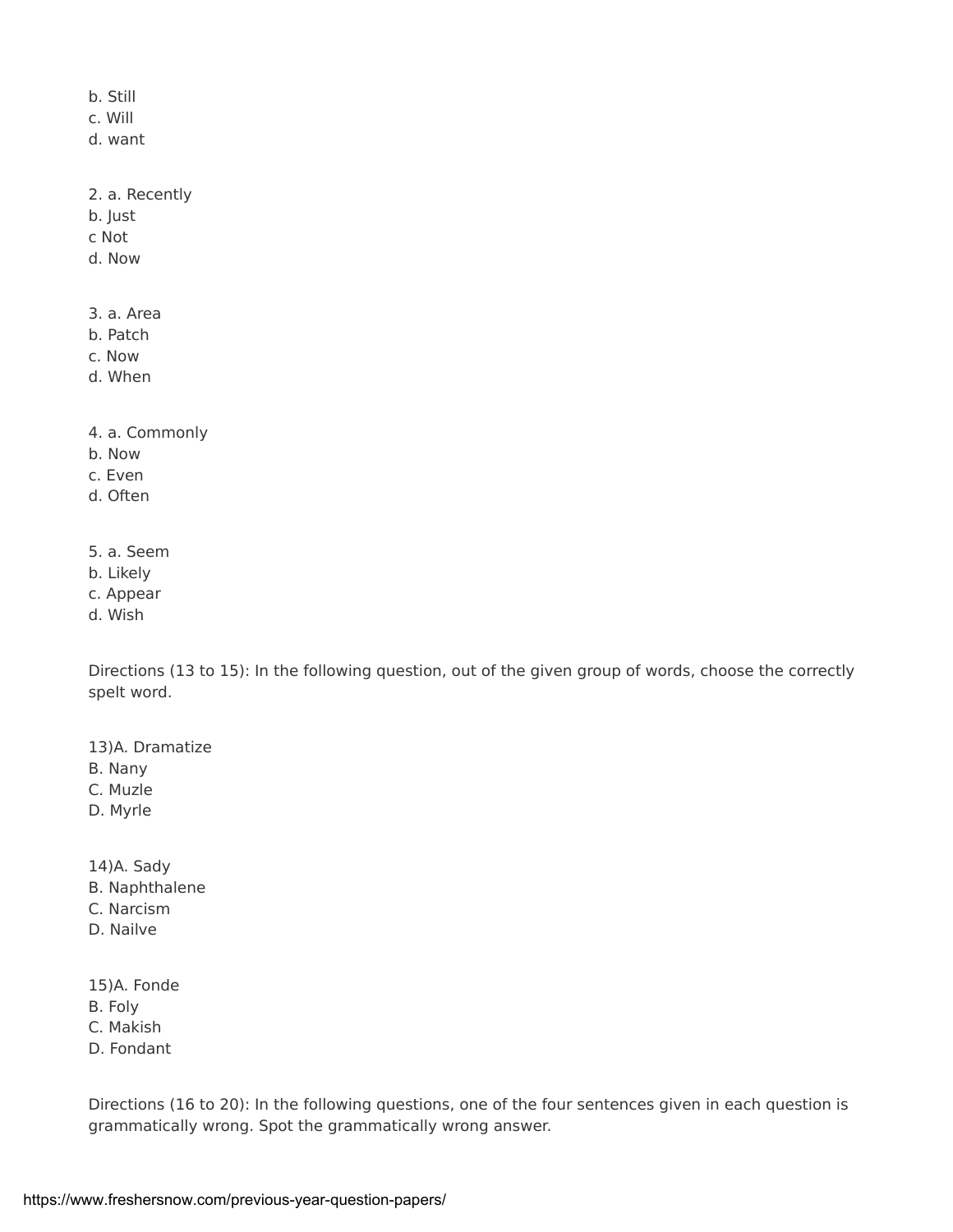b. Still
c. Will
d. want

2. a. Recently
b. Just
c Not
d. Now

3. a. Area
b. Patch
c. Now
d. When

4. a. Commonly
b. Now
c. Even
d. Often

5. a. Seem
b. Likely
c. Appear
d. Wish

Directions (13 to 15): In the following question, out of the given group of words, choose the correctly spelt word.

13)A. Dramatize
B. Nany
C. Muzle
D. Myrle

14)A. Sady
B. Naphthalene
C. Narcism
D. Nailve

15)A. Fonde
B. Foly
C. Makish
D. Fondant

Directions (16 to 20): In the following questions, one of the four sentences given in each question is grammatically wrong. Spot the grammatically wrong answer.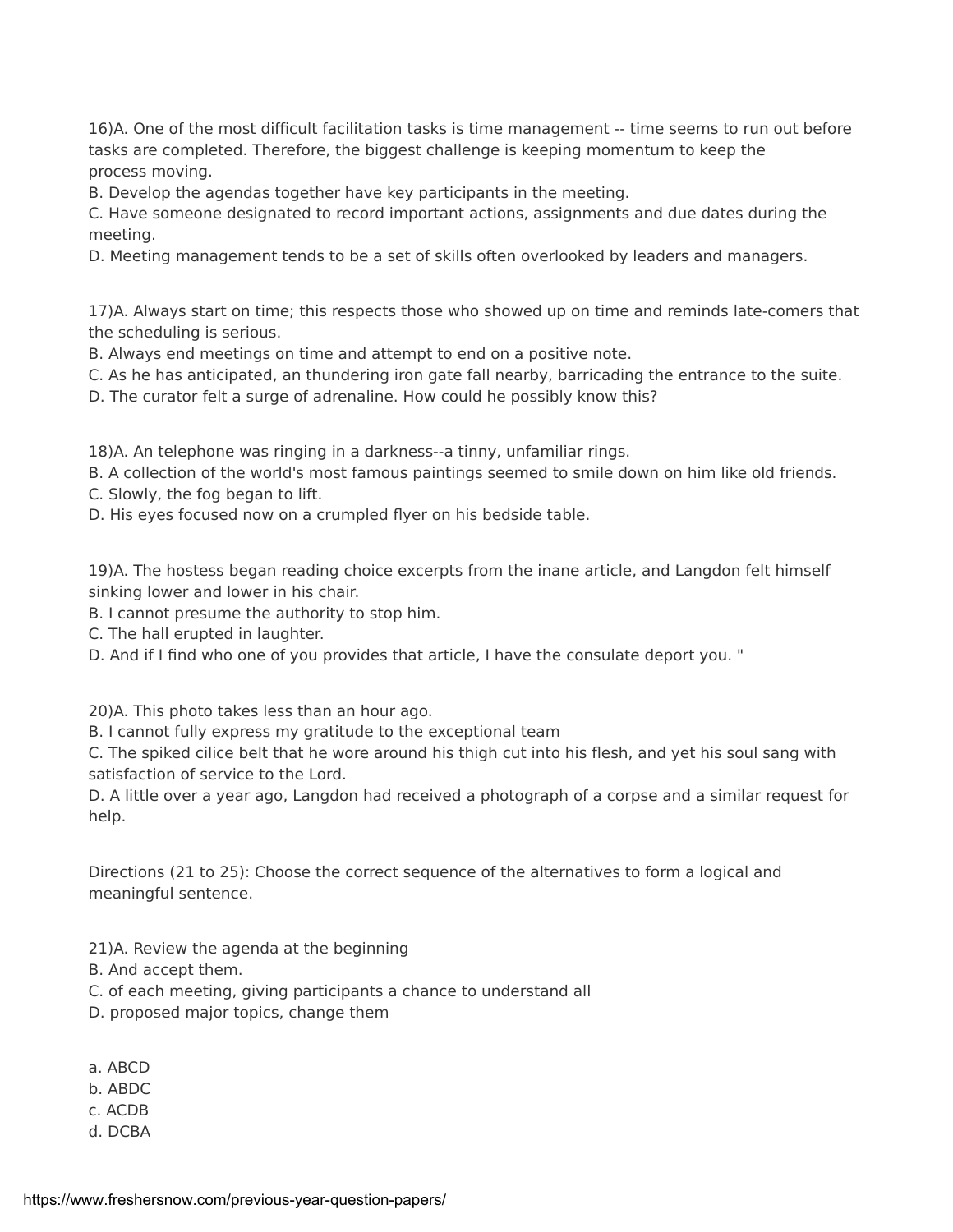16)A. One of the most difficult facilitation tasks is time management -- time seems to run out before tasks are completed. Therefore, the biggest challenge is keeping momentum to keep the process moving.

B. Develop the agendas together have key participants in the meeting.

C. Have someone designated to record important actions, assignments and due dates during the meeting.

D. Meeting management tends to be a set of skills often overlooked by leaders and managers.

17)A. Always start on time; this respects those who showed up on time and reminds late-comers that the scheduling is serious.

B. Always end meetings on time and attempt to end on a positive note.

C. As he has anticipated, an thundering iron gate fall nearby, barricading the entrance to the suite.

D. The curator felt a surge of adrenaline. How could he possibly know this?

18)A. An telephone was ringing in a darkness--a tinny, unfamiliar rings.

B. A collection of the world's most famous paintings seemed to smile down on him like old friends.

C. Slowly, the fog began to lift.

D. His eyes focused now on a crumpled flyer on his bedside table.

19)A. The hostess began reading choice excerpts from the inane article, and Langdon felt himself sinking lower and lower in his chair.

B. I cannot presume the authority to stop him.

C. The hall erupted in laughter.

D. And if I find who one of you provides that article, I have the consulate deport you. "

20)A. This photo takes less than an hour ago.

B. I cannot fully express my gratitude to the exceptional team

C. The spiked cilice belt that he wore around his thigh cut into his flesh, and yet his soul sang with satisfaction of service to the Lord.

D. A little over a year ago, Langdon had received a photograph of a corpse and a similar request for help.

Directions (21 to 25): Choose the correct sequence of the alternatives to form a logical and meaningful sentence.

21)A. Review the agenda at the beginning

B. And accept them.

C. of each meeting, giving participants a chance to understand all

D. proposed major topics, change them

a. ABCD

b. ABDC

c. ACDB

d. DCBA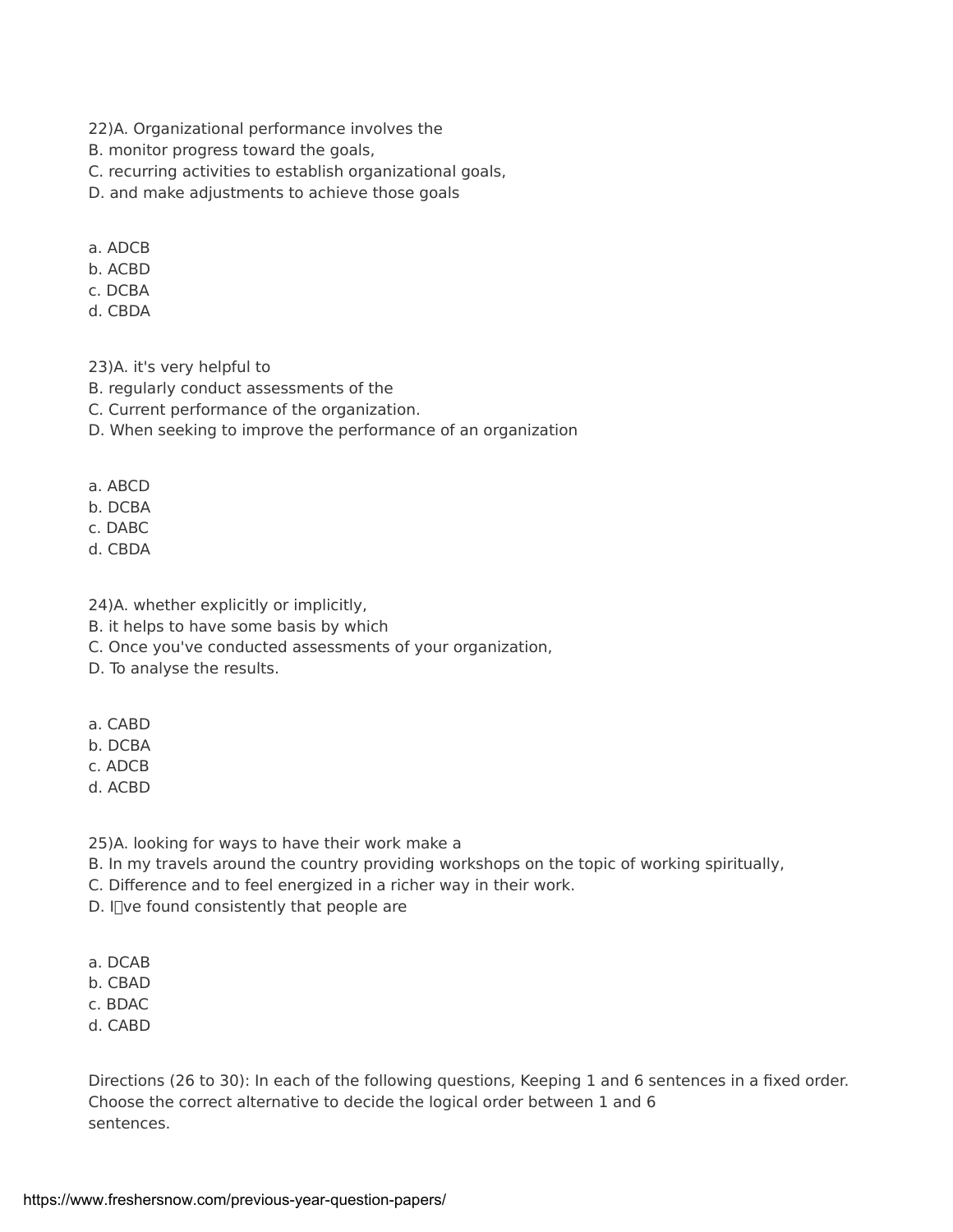22)A. Organizational performance involves the
B. monitor progress toward the goals,
C. recurring activities to establish organizational goals,
D. and make adjustments to achieve those goals

a. ADCB
b. ACBD
c. DCBA
d. CBDA

23)A. it's very helpful to
B. regularly conduct assessments of the
C. Current performance of the organization.
D. When seeking to improve the performance of an organization

a. ABCD
b. DCBA
c. DABC
d. CBDA

24)A. whether explicitly or implicitly,
B. it helps to have some basis by which
C. Once you've conducted assessments of your organization,
D. To analyse the results.

a. CABD
b. DCBA
c. ADCB
d. ACBD

25)A. looking for ways to have their work make a
B. In my travels around the country providing workshops on the topic of working spiritually,
C. Difference and to feel energized in a richer way in their work.
D. I've found consistently that people are

a. DCAB
b. CBAD
c. BDAC
d. CABD

Directions (26 to 30): In each of the following questions, Keeping 1 and 6 sentences in a fixed order. Choose the correct alternative to decide the logical order between 1 and 6 sentences.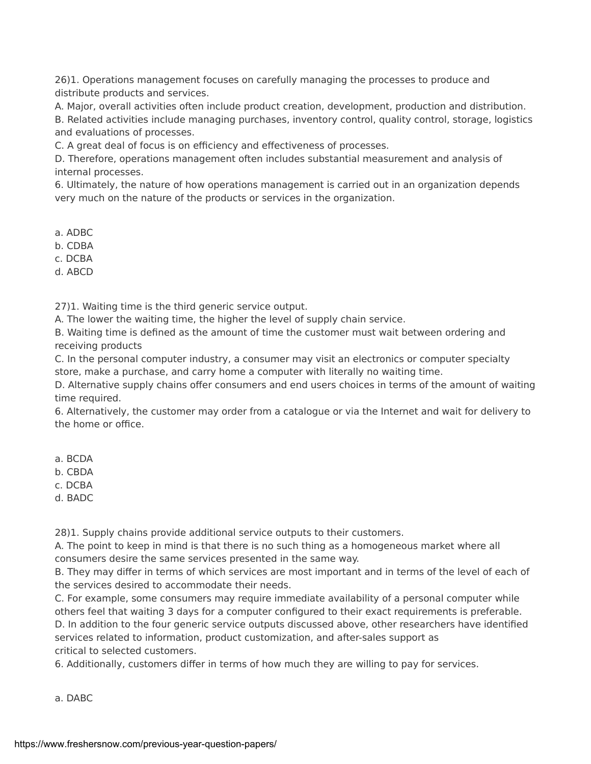26)1. Operations management focuses on carefully managing the processes to produce and distribute products and services.
A. Major, overall activities often include product creation, development, production and distribution.
B. Related activities include managing purchases, inventory control, quality control, storage, logistics and evaluations of processes.
C. A great deal of focus is on efficiency and effectiveness of processes.
D. Therefore, operations management often includes substantial measurement and analysis of internal processes.
6. Ultimately, the nature of how operations management is carried out in an organization depends very much on the nature of the products or services in the organization.

a. ADBC
b. CDBA
c. DCBA
d. ABCD

27)1. Waiting time is the third generic service output.
A. The lower the waiting time, the higher the level of supply chain service.
B. Waiting time is defined as the amount of time the customer must wait between ordering and receiving products
C. In the personal computer industry, a consumer may visit an electronics or computer specialty store, make a purchase, and carry home a computer with literally no waiting time.
D. Alternative supply chains offer consumers and end users choices in terms of the amount of waiting time required.
6. Alternatively, the customer may order from a catalogue or via the Internet and wait for delivery to the home or office.

a. BCDA
b. CBDA
c. DCBA
d. BADC

28)1. Supply chains provide additional service outputs to their customers.
A. The point to keep in mind is that there is no such thing as a homogeneous market where all consumers desire the same services presented in the same way.
B. They may differ in terms of which services are most important and in terms of the level of each of the services desired to accommodate their needs.
C. For example, some consumers may require immediate availability of a personal computer while others feel that waiting 3 days for a computer configured to their exact requirements is preferable.
D. In addition to the four generic service outputs discussed above, other researchers have identified services related to information, product customization, and after-sales support as critical to selected customers.
6. Additionally, customers differ in terms of how much they are willing to pay for services.

a. DABC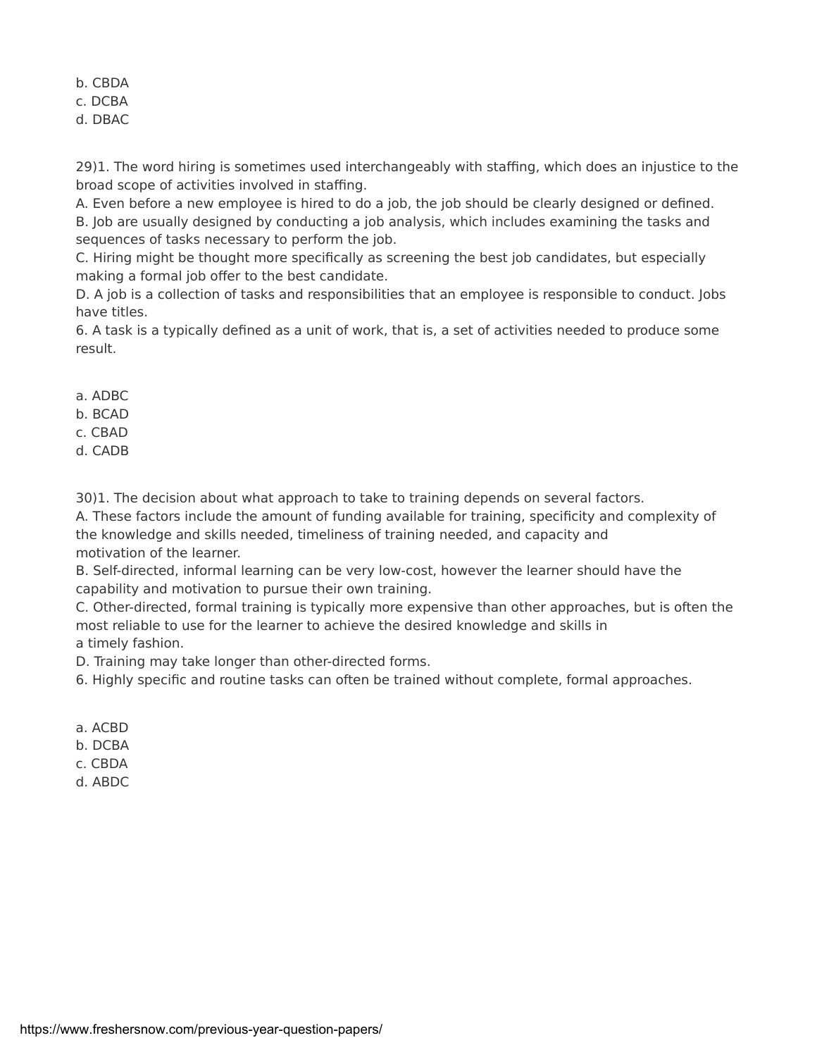b. CBDA
c. DCBA
d. DBAC

29)1. The word hiring is sometimes used interchangeably with staffing, which does an injustice to the broad scope of activities involved in staffing.
A. Even before a new employee is hired to do a job, the job should be clearly designed or defined.
B. Job are usually designed by conducting a job analysis, which includes examining the tasks and sequences of tasks necessary to perform the job.
C. Hiring might be thought more specifically as screening the best job candidates, but especially making a formal job offer to the best candidate.
D. A job is a collection of tasks and responsibilities that an employee is responsible to conduct. Jobs have titles.
6. A task is a typically defined as a unit of work, that is, a set of activities needed to produce some result.

a. ADBC
b. BCAD
c. CBAD
d. CADB

30)1. The decision about what approach to take to training depends on several factors.
A. These factors include the amount of funding available for training, specificity and complexity of the knowledge and skills needed, timeliness of training needed, and capacity and motivation of the learner.
B. Self-directed, informal learning can be very low-cost, however the learner should have the capability and motivation to pursue their own training.
C. Other-directed, formal training is typically more expensive than other approaches, but is often the most reliable to use for the learner to achieve the desired knowledge and skills in a timely fashion.
D. Training may take longer than other-directed forms.
6. Highly specific and routine tasks can often be trained without complete, formal approaches.

a. ACBD
b. DCBA
c. CBDA
d. ABDC